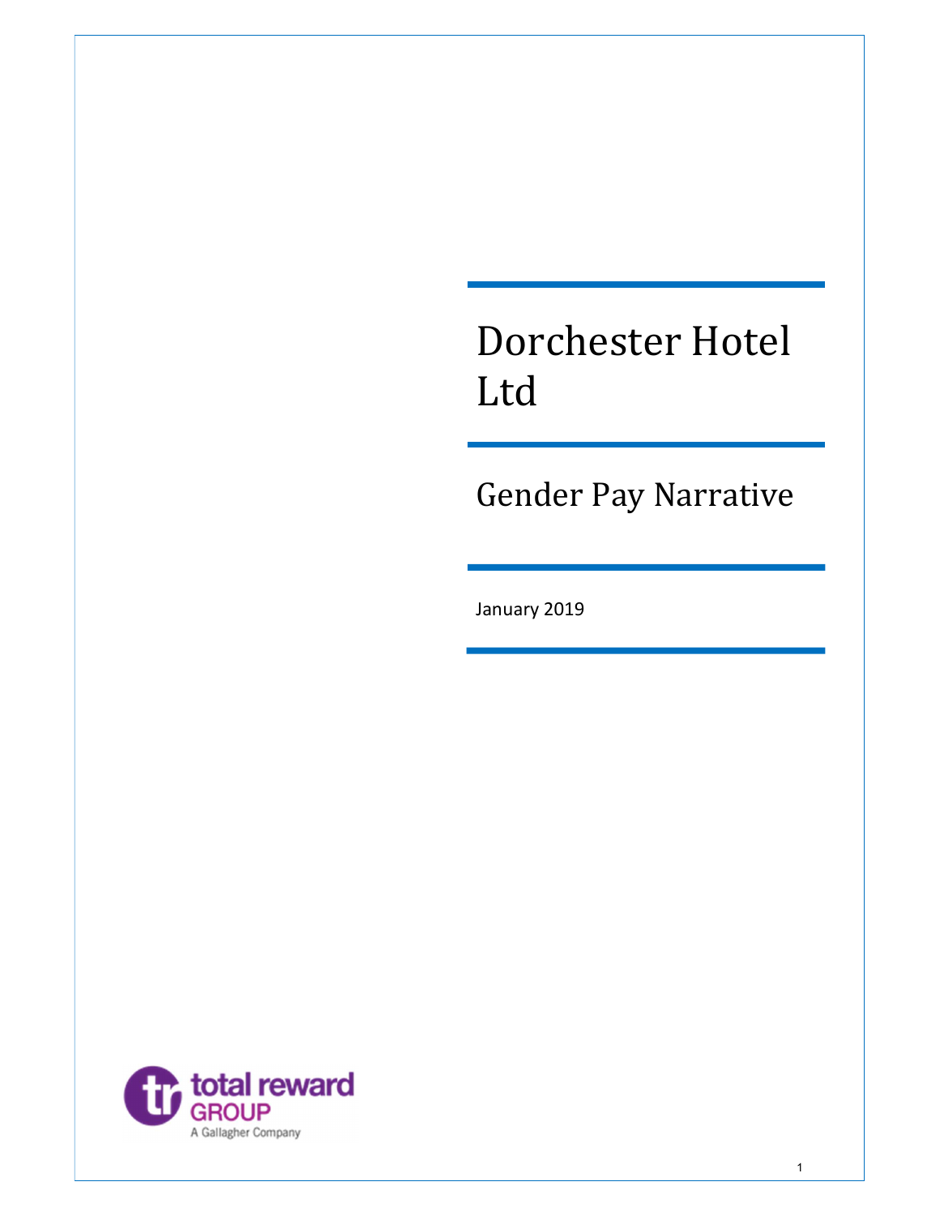# Dorchester Hotel Ltd

## Gender Pay Narrative

January 2019

total reward GROUP
A Gallagher Company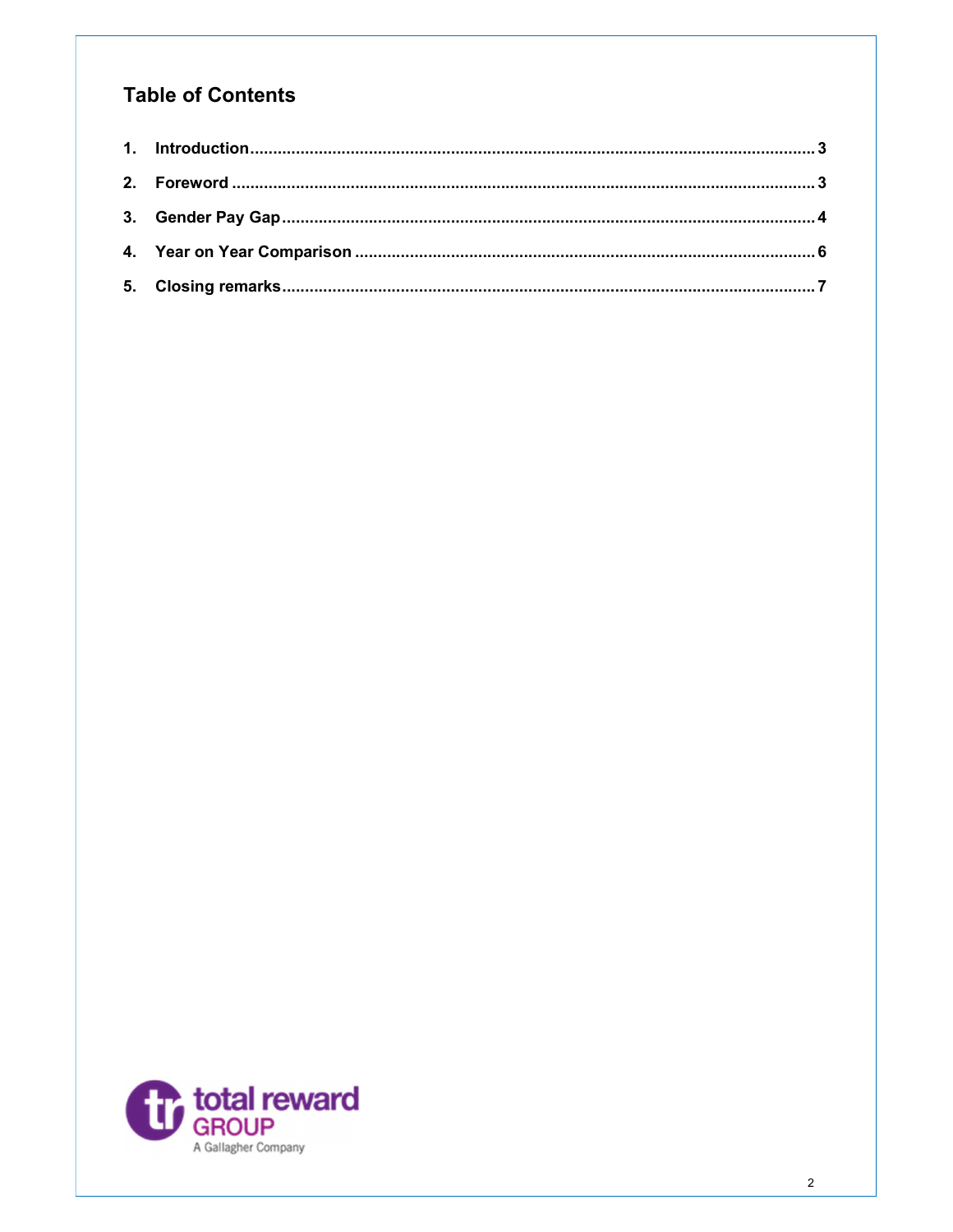## Table of Contents

1. Introduction ........ 3
2. Foreword ........ 3
3. Gender Pay Gap ........ 4
4. Year on Year Comparison ........ 6
5. Closing remarks ........ 7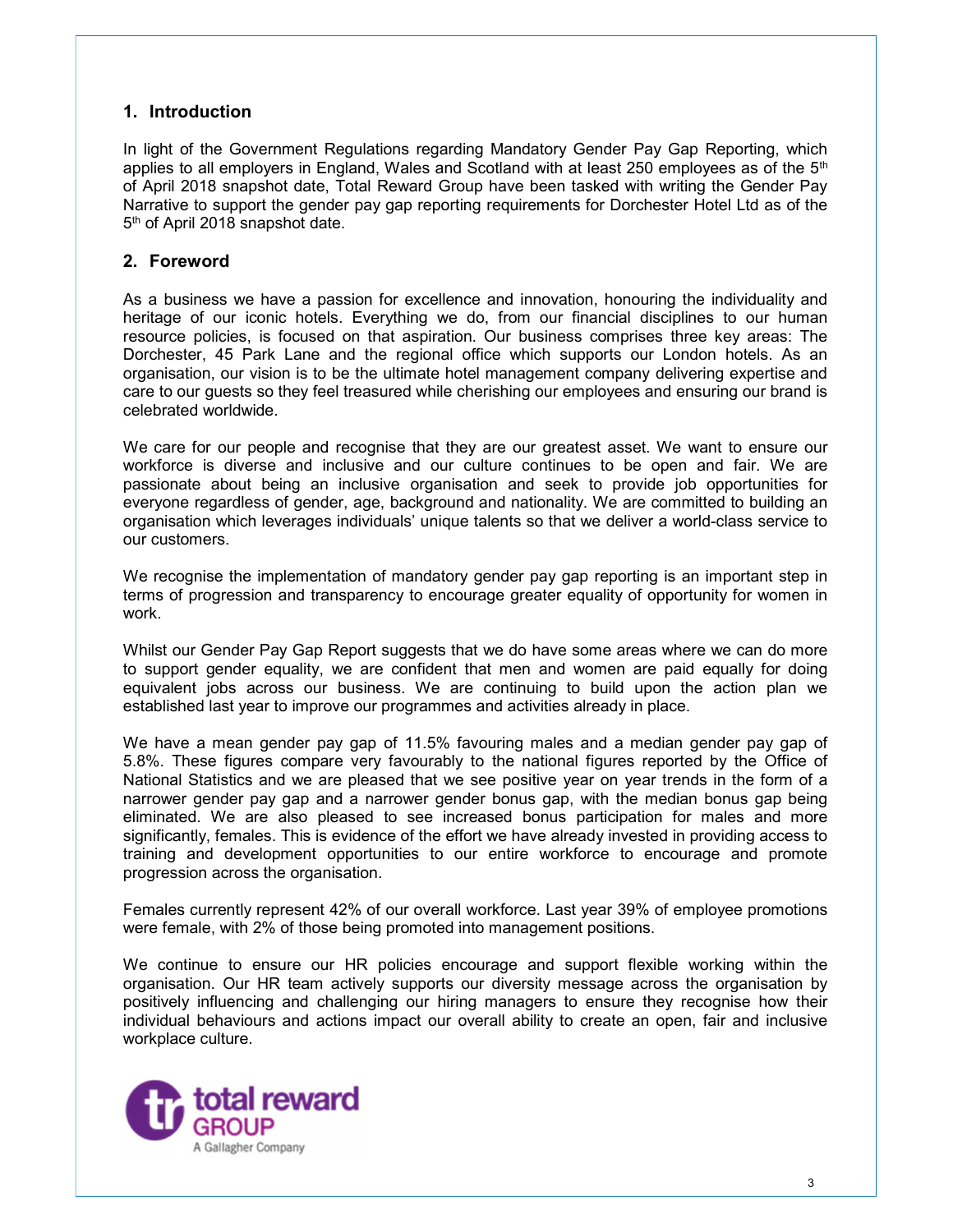## 1. Introduction

In light of the Government Regulations regarding Mandatory Gender Pay Gap Reporting, which applies to all employers in England, Wales and Scotland with at least 250 employees as of the 5th of April 2018 snapshot date, Total Reward Group have been tasked with writing the Gender Pay Narrative to support the gender pay gap reporting requirements for Dorchester Hotel Ltd as of the 5th of April 2018 snapshot date.

## 2. Foreword

As a business we have a passion for excellence and innovation, honouring the individuality and heritage of our iconic hotels. Everything we do, from our financial disciplines to our human resource policies, is focused on that aspiration. Our business comprises three key areas: The Dorchester, 45 Park Lane and the regional office which supports our London hotels. As an organisation, our vision is to be the ultimate hotel management company delivering expertise and care to our guests so they feel treasured while cherishing our employees and ensuring our brand is celebrated worldwide.

We care for our people and recognise that they are our greatest asset. We want to ensure our workforce is diverse and inclusive and our culture continues to be open and fair. We are passionate about being an inclusive organisation and seek to provide job opportunities for everyone regardless of gender, age, background and nationality. We are committed to building an organisation which leverages individuals' unique talents so that we deliver a world-class service to our customers.

We recognise the implementation of mandatory gender pay gap reporting is an important step in terms of progression and transparency to encourage greater equality of opportunity for women in work.

Whilst our Gender Pay Gap Report suggests that we do have some areas where we can do more to support gender equality, we are confident that men and women are paid equally for doing equivalent jobs across our business. We are continuing to build upon the action plan we established last year to improve our programmes and activities already in place.

We have a mean gender pay gap of 11.5% favouring males and a median gender pay gap of 5.8%. These figures compare very favourably to the national figures reported by the Office of National Statistics and we are pleased that we see positive year on year trends in the form of a narrower gender pay gap and a narrower gender bonus gap, with the median bonus gap being eliminated. We are also pleased to see increased bonus participation for males and more significantly, females. This is evidence of the effort we have already invested in providing access to training and development opportunities to our entire workforce to encourage and promote progression across the organisation.

Females currently represent 42% of our overall workforce. Last year 39% of employee promotions were female, with 2% of those being promoted into management positions.

We continue to ensure our HR policies encourage and support flexible working within the organisation. Our HR team actively supports our diversity message across the organisation by positively influencing and challenging our hiring managers to ensure they recognise how their individual behaviours and actions impact our overall ability to create an open, fair and inclusive workplace culture.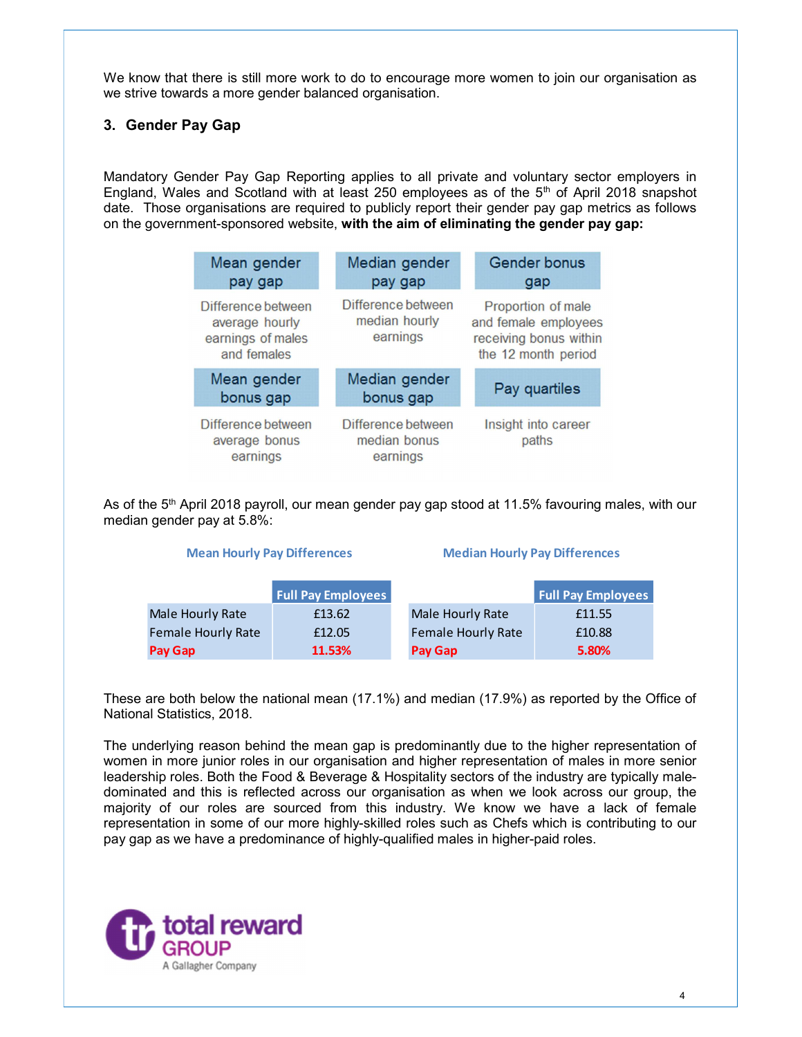We know that there is still more work to do to encourage more women to join our organisation as we strive towards a more gender balanced organisation.

## 3. Gender Pay Gap

Mandatory Gender Pay Gap Reporting applies to all private and voluntary sector employers in England, Wales and Scotland with at least 250 employees as of the 5th of April 2018 snapshot date. Those organisations are required to publicly report their gender pay gap metrics as follows on the government-sponsored website, **with the aim of eliminating the gender pay gap:**

| Mean gender pay gap | Median gender pay gap | Gender bonus gap |
|---|---|---|
| Difference between average hourly earnings of males and females | Difference between median hourly earnings | Proportion of male and female employees receiving bonus within the 12 month period |
| **Mean gender bonus gap** | **Median gender bonus gap** | **Pay quartiles** |
| Difference between average bonus earnings | Difference between median bonus earnings | Insight into career paths |

As of the 5th April 2018 payroll, our mean gender pay gap stood at 11.5% favouring males, with our median gender pay at 5.8%:

**Mean Hourly Pay Differences**

| | Full Pay Employees |
|---|---|
| Male Hourly Rate | £13.62 |
| Female Hourly Rate | £12.05 |
| **Pay Gap** | **11.53%** |

**Median Hourly Pay Differences**

| | Full Pay Employees |
|---|---|
| Male Hourly Rate | £11.55 |
| Female Hourly Rate | £10.88 |
| **Pay Gap** | **5.80%** |

These are both below the national mean (17.1%) and median (17.9%) as reported by the Office of National Statistics, 2018.

The underlying reason behind the mean gap is predominantly due to the higher representation of women in more junior roles in our organisation and higher representation of males in more senior leadership roles. Both the Food & Beverage & Hospitality sectors of the industry are typically male-dominated and this is reflected across our organisation as when we look across our group, the majority of our roles are sourced from this industry. We know we have a lack of female representation in some of our more highly-skilled roles such as Chefs which is contributing to our pay gap as we have a predominance of highly-qualified males in higher-paid roles.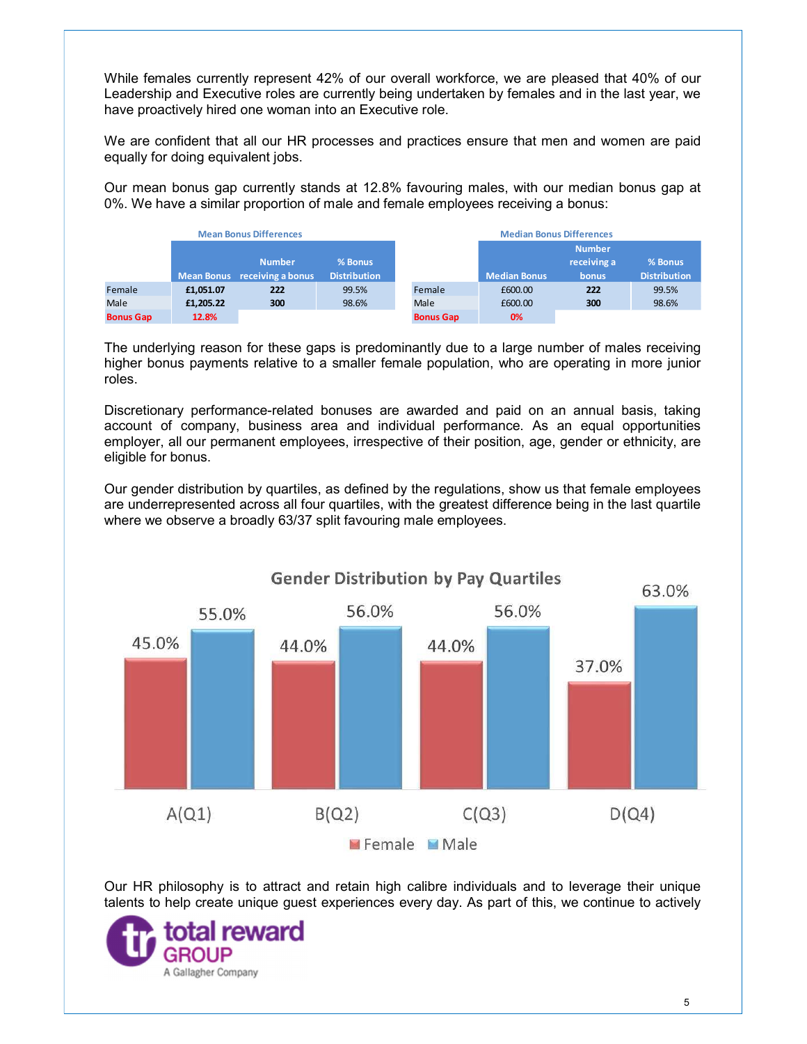While females currently represent 42% of our overall workforce, we are pleased that 40% of our Leadership and Executive roles are currently being undertaken by females and in the last year, we have proactively hired one woman into an Executive role.

We are confident that all our HR processes and practices ensure that men and women are paid equally for doing equivalent jobs.

Our mean bonus gap currently stands at 12.8% favouring males, with our median bonus gap at 0%. We have a similar proportion of male and female employees receiving a bonus:

**Mean Bonus Differences**

| | Mean Bonus | Number receiving a bonus | % Bonus Distribution |
|---|---|---|---|
| Female | **£1,051.07** | **222** | 99.5% |
| Male | **£1,205.22** | **300** | 98.6% |
| **Bonus Gap** | **12.8%** | | |

**Median Bonus Differences**

| | Median Bonus | Number receiving a bonus | % Bonus Distribution |
|---|---|---|---|
| Female | £600.00 | **222** | 99.5% |
| Male | £600.00 | **300** | 98.6% |
| **Bonus Gap** | **0%** | | |

The underlying reason for these gaps is predominantly due to a large number of males receiving higher bonus payments relative to a smaller female population, who are operating in more junior roles.

Discretionary performance-related bonuses are awarded and paid on an annual basis, taking account of company, business area and individual performance. As an equal opportunities employer, all our permanent employees, irrespective of their position, age, gender or ethnicity, are eligible for bonus.

Our gender distribution by quartiles, as defined by the regulations, show us that female employees are underrepresented across all four quartiles, with the greatest difference being in the last quartile where we observe a broadly 63/37 split favouring male employees.

**Gender Distribution by Pay Quartiles**

| | A(Q1) | B(Q2) | C(Q3) | D(Q4) |
|---|---|---|---|---|
| Female | 45.0% | 44.0% | 44.0% | 37.0% |
| Male | 55.0% | 56.0% | 56.0% | 63.0% |

Our HR philosophy is to attract and retain high calibre individuals and to leverage their unique talents to help create unique guest experiences every day. As part of this, we continue to actively

total reward GROUP
A Gallagher Company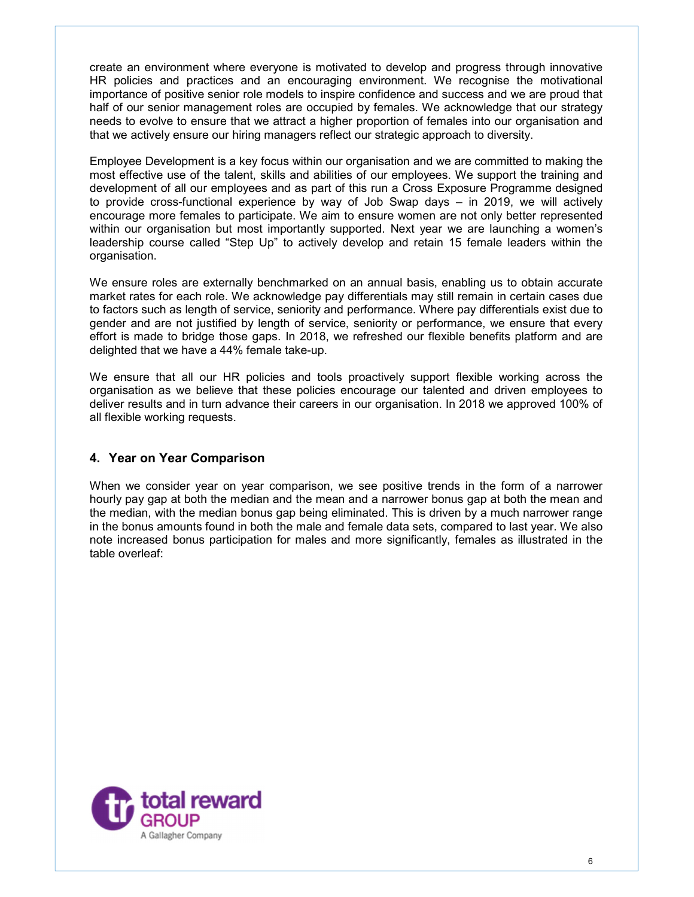create an environment where everyone is motivated to develop and progress through innovative HR policies and practices and an encouraging environment. We recognise the motivational importance of positive senior role models to inspire confidence and success and we are proud that half of our senior management roles are occupied by females. We acknowledge that our strategy needs to evolve to ensure that we attract a higher proportion of females into our organisation and that we actively ensure our hiring managers reflect our strategic approach to diversity.

Employee Development is a key focus within our organisation and we are committed to making the most effective use of the talent, skills and abilities of our employees. We support the training and development of all our employees and as part of this run a Cross Exposure Programme designed to provide cross-functional experience by way of Job Swap days – in 2019, we will actively encourage more females to participate. We aim to ensure women are not only better represented within our organisation but most importantly supported. Next year we are launching a women's leadership course called "Step Up" to actively develop and retain 15 female leaders within the organisation.

We ensure roles are externally benchmarked on an annual basis, enabling us to obtain accurate market rates for each role. We acknowledge pay differentials may still remain in certain cases due to factors such as length of service, seniority and performance. Where pay differentials exist due to gender and are not justified by length of service, seniority or performance, we ensure that every effort is made to bridge those gaps. In 2018, we refreshed our flexible benefits platform and are delighted that we have a 44% female take-up.

We ensure that all our HR policies and tools proactively support flexible working across the organisation as we believe that these policies encourage our talented and driven employees to deliver results and in turn advance their careers in our organisation. In 2018 we approved 100% of all flexible working requests.

## 4. Year on Year Comparison

When we consider year on year comparison, we see positive trends in the form of a narrower hourly pay gap at both the median and the mean and a narrower bonus gap at both the mean and the median, with the median bonus gap being eliminated. This is driven by a much narrower range in the bonus amounts found in both the male and female data sets, compared to last year. We also note increased bonus participation for males and more significantly, females as illustrated in the table overleaf: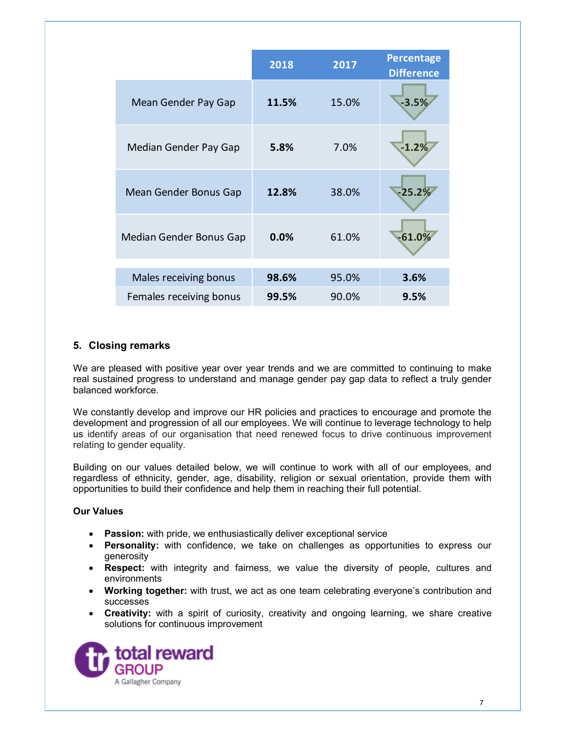| | 2018 | 2017 | Percentage Difference |
|---|---|---|---|
| Mean Gender Pay Gap | **11.5%** | 15.0% | -3.5% |
| Median Gender Pay Gap | **5.8%** | 7.0% | -1.2% |
| Mean Gender Bonus Gap | **12.8%** | 38.0% | -25.2% |
| Median Gender Bonus Gap | **0.0%** | 61.0% | -61.0% |
| Males receiving bonus | **98.6%** | 95.0% | **3.6%** |
| Females receiving bonus | **99.5%** | 90.0% | **9.5%** |

## 5. Closing remarks

We are pleased with positive year over year trends and we are committed to continuing to make real sustained progress to understand and manage gender pay gap data to reflect a truly gender balanced workforce.

We constantly develop and improve our HR policies and practices to encourage and promote the development and progression of all our employees. We will continue to leverage technology to help us identify areas of our organisation that need renewed focus to drive continuous improvement relating to gender equality.

Building on our values detailed below, we will continue to work with all of our employees, and regardless of ethnicity, gender, age, disability, religion or sexual orientation, provide them with opportunities to build their confidence and help them in reaching their full potential.

**Our Values**

- **Passion:** with pride, we enthusiastically deliver exceptional service
- **Personality:** with confidence, we take on challenges as opportunities to express our generosity
- **Respect:** with integrity and fairness, we value the diversity of people, cultures and environments
- **Working together:** with trust, we act as one team celebrating everyone's contribution and successes
- **Creativity:** with a spirit of curiosity, creativity and ongoing learning, we share creative solutions for continuous improvement

total reward GROUP
A Gallagher Company